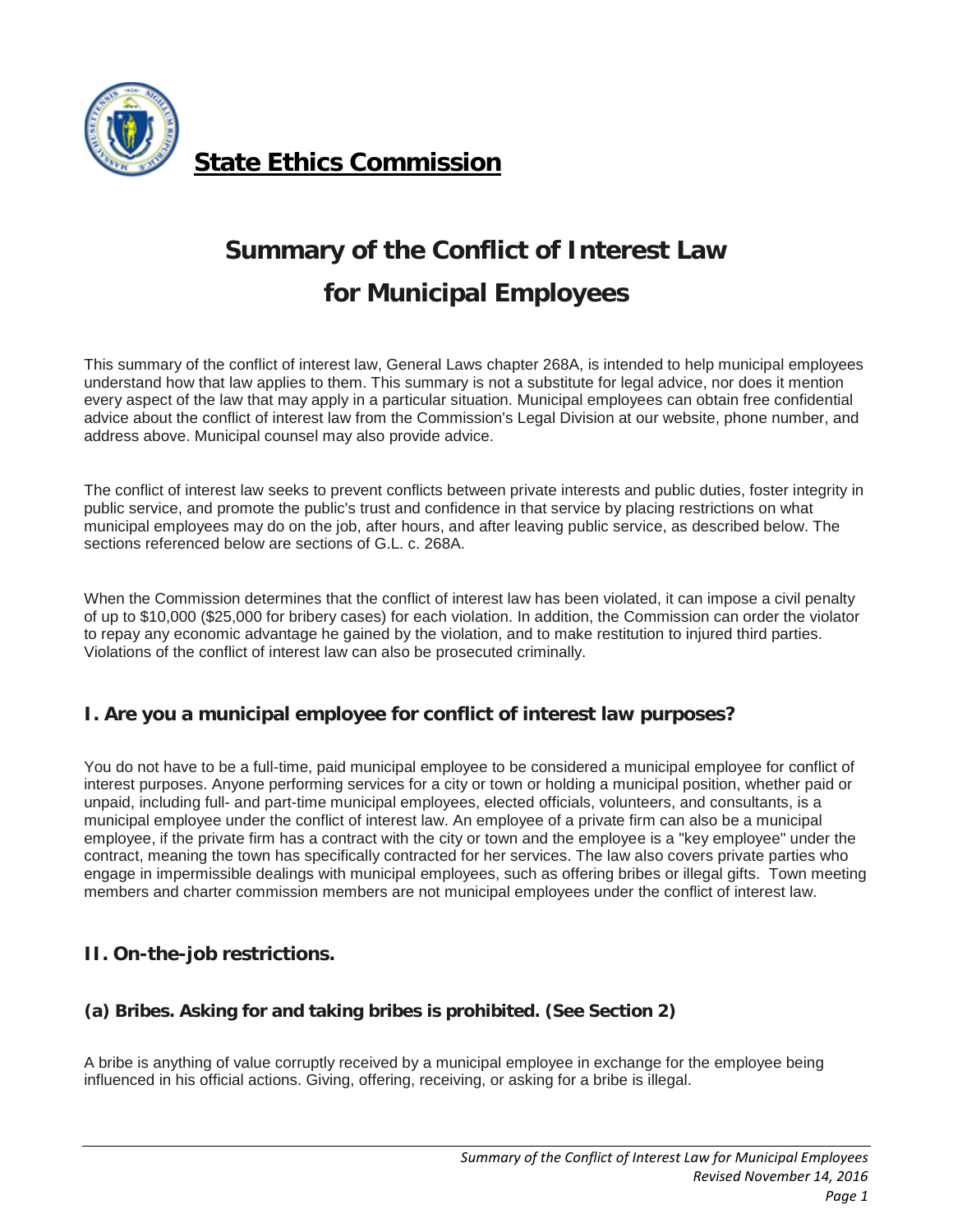# State Ethics Commission

# Summary of the Conflict of Interest Law for Municipal Employees

This summary of the conflict of interest law, General Laws chapter 268A, is intended to help municipal employees understand how that law applies to them. This summary is not a substitute for legal advice, nor does it mention every aspect of the law that may apply in a particular situation. Municipal employees can obtain free confidential advice about the conflict of interest law from the Commission's Legal Division at our website, phone number, and address above. Municipal counsel may also provide advice.

The conflict of interest law seeks to prevent conflicts between private interests and public duties, foster integrity in public service, and promote the public's trust and confidence in that service by placing restrictions on what municipal employees may do on the job, after hours, and after leaving public service, as described below. The sections referenced below are sections of G.L. c. 268A.

When the Commission determines that the conflict of interest law has been violated, it can impose a civil penalty of up to $10,000 ($25,000 for bribery cases) for each violation. In addition, the Commission can order the violator to repay any economic advantage he gained by the violation, and to make restitution to injured third parties. Violations of the conflict of interest law can also be prosecuted criminally.

## I. Are you a municipal employee for conflict of interest law purposes?

You do not have to be a full-time, paid municipal employee to be considered a municipal employee for conflict of interest purposes. Anyone performing services for a city or town or holding a municipal position, whether paid or unpaid, including full- and part-time municipal employees, elected officials, volunteers, and consultants, is a municipal employee under the conflict of interest law. An employee of a private firm can also be a municipal employee, if the private firm has a contract with the city or town and the employee is a "key employee" under the contract, meaning the town has specifically contracted for her services. The law also covers private parties who engage in impermissible dealings with municipal employees, such as offering bribes or illegal gifts. Town meeting members and charter commission members are not municipal employees under the conflict of interest law.

## II. On-the-job restrictions.

### (a) Bribes. Asking for and taking bribes is prohibited. (See Section 2)

A bribe is anything of value corruptly received by a municipal employee in exchange for the employee being influenced in his official actions. Giving, offering, receiving, or asking for a bribe is illegal.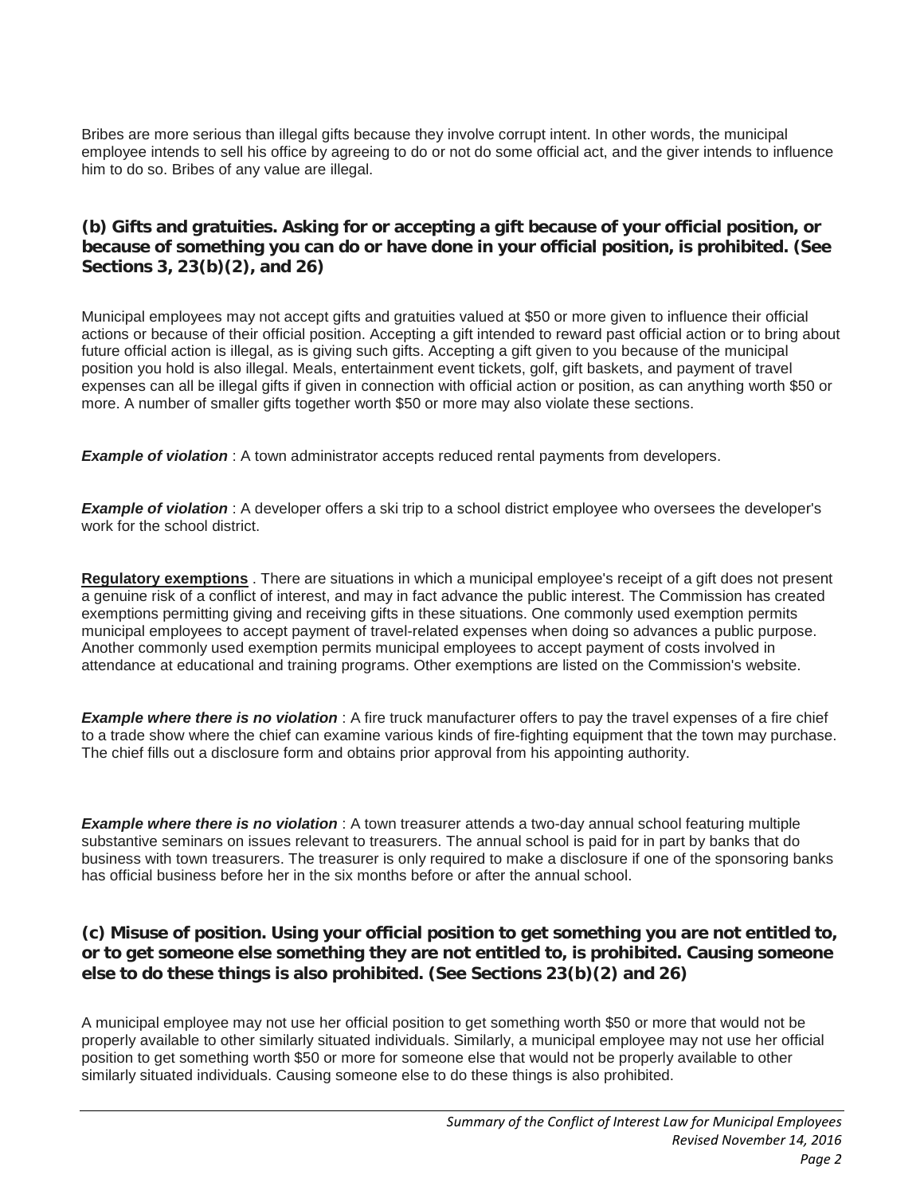Bribes are more serious than illegal gifts because they involve corrupt intent. In other words, the municipal employee intends to sell his office by agreeing to do or not do some official act, and the giver intends to influence him to do so. Bribes of any value are illegal.

### (b) Gifts and gratuities. Asking for or accepting a gift because of your official position, or because of something you can do or have done in your official position, is prohibited. (See Sections 3, 23(b)(2), and 26)

Municipal employees may not accept gifts and gratuities valued at $50 or more given to influence their official actions or because of their official position. Accepting a gift intended to reward past official action or to bring about future official action is illegal, as is giving such gifts. Accepting a gift given to you because of the municipal position you hold is also illegal. Meals, entertainment event tickets, golf, gift baskets, and payment of travel expenses can all be illegal gifts if given in connection with official action or position, as can anything worth $50 or more. A number of smaller gifts together worth $50 or more may also violate these sections.

***Example of violation*** : A town administrator accepts reduced rental payments from developers.

***Example of violation*** : A developer offers a ski trip to a school district employee who oversees the developer's work for the school district.

**Regulatory exemptions** . There are situations in which a municipal employee's receipt of a gift does not present a genuine risk of a conflict of interest, and may in fact advance the public interest. The Commission has created exemptions permitting giving and receiving gifts in these situations. One commonly used exemption permits municipal employees to accept payment of travel-related expenses when doing so advances a public purpose. Another commonly used exemption permits municipal employees to accept payment of costs involved in attendance at educational and training programs. Other exemptions are listed on the Commission's website.

***Example where there is no violation*** : A fire truck manufacturer offers to pay the travel expenses of a fire chief to a trade show where the chief can examine various kinds of fire-fighting equipment that the town may purchase. The chief fills out a disclosure form and obtains prior approval from his appointing authority.

***Example where there is no violation*** : A town treasurer attends a two-day annual school featuring multiple substantive seminars on issues relevant to treasurers. The annual school is paid for in part by banks that do business with town treasurers. The treasurer is only required to make a disclosure if one of the sponsoring banks has official business before her in the six months before or after the annual school.

### (c) Misuse of position. Using your official position to get something you are not entitled to, or to get someone else something they are not entitled to, is prohibited. Causing someone else to do these things is also prohibited. (See Sections 23(b)(2) and 26)

A municipal employee may not use her official position to get something worth $50 or more that would not be properly available to other similarly situated individuals. Similarly, a municipal employee may not use her official position to get something worth $50 or more for someone else that would not be properly available to other similarly situated individuals. Causing someone else to do these things is also prohibited.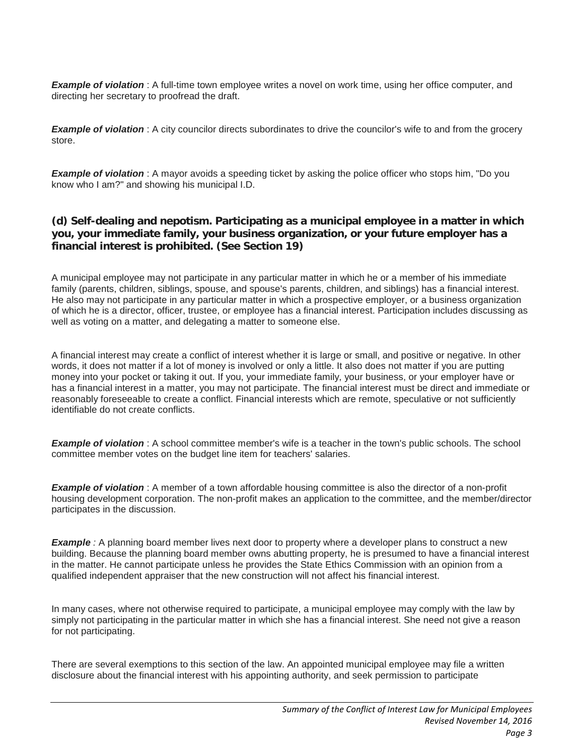***Example of violation*** : A full-time town employee writes a novel on work time, using her office computer, and directing her secretary to proofread the draft.

***Example of violation*** : A city councilor directs subordinates to drive the councilor's wife to and from the grocery store.

***Example of violation*** : A mayor avoids a speeding ticket by asking the police officer who stops him, "Do you know who I am?" and showing his municipal I.D.

### (d) Self-dealing and nepotism. Participating as a municipal employee in a matter in which you, your immediate family, your business organization, or your future employer has a financial interest is prohibited. (See Section 19)

A municipal employee may not participate in any particular matter in which he or a member of his immediate family (parents, children, siblings, spouse, and spouse's parents, children, and siblings) has a financial interest. He also may not participate in any particular matter in which a prospective employer, or a business organization of which he is a director, officer, trustee, or employee has a financial interest. Participation includes discussing as well as voting on a matter, and delegating a matter to someone else.

A financial interest may create a conflict of interest whether it is large or small, and positive or negative. In other words, it does not matter if a lot of money is involved or only a little. It also does not matter if you are putting money into your pocket or taking it out. If you, your immediate family, your business, or your employer have or has a financial interest in a matter, you may not participate. The financial interest must be direct and immediate or reasonably foreseeable to create a conflict. Financial interests which are remote, speculative or not sufficiently identifiable do not create conflicts.

***Example of violation*** : A school committee member's wife is a teacher in the town's public schools. The school committee member votes on the budget line item for teachers' salaries.

***Example of violation*** : A member of a town affordable housing committee is also the director of a non-profit housing development corporation. The non-profit makes an application to the committee, and the member/director participates in the discussion.

***Example*** *:* A planning board member lives next door to property where a developer plans to construct a new building. Because the planning board member owns abutting property, he is presumed to have a financial interest in the matter. He cannot participate unless he provides the State Ethics Commission with an opinion from a qualified independent appraiser that the new construction will not affect his financial interest.

In many cases, where not otherwise required to participate, a municipal employee may comply with the law by simply not participating in the particular matter in which she has a financial interest. She need not give a reason for not participating.

There are several exemptions to this section of the law. An appointed municipal employee may file a written disclosure about the financial interest with his appointing authority, and seek permission to participate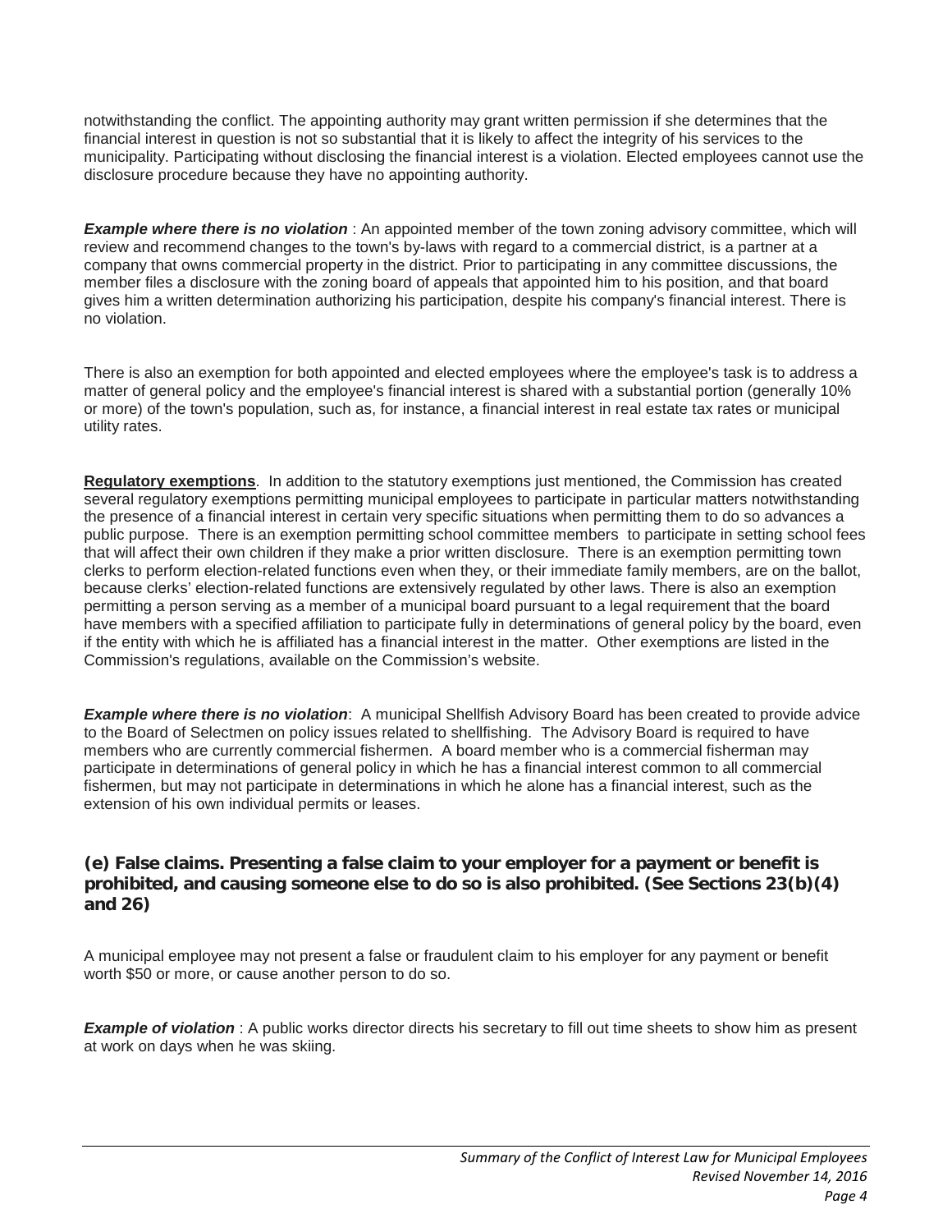notwithstanding the conflict. The appointing authority may grant written permission if she determines that the financial interest in question is not so substantial that it is likely to affect the integrity of his services to the municipality. Participating without disclosing the financial interest is a violation. Elected employees cannot use the disclosure procedure because they have no appointing authority.

***Example where there is no violation*** : An appointed member of the town zoning advisory committee, which will review and recommend changes to the town's by-laws with regard to a commercial district, is a partner at a company that owns commercial property in the district. Prior to participating in any committee discussions, the member files a disclosure with the zoning board of appeals that appointed him to his position, and that board gives him a written determination authorizing his participation, despite his company's financial interest. There is no violation.

There is also an exemption for both appointed and elected employees where the employee's task is to address a matter of general policy and the employee's financial interest is shared with a substantial portion (generally 10% or more) of the town's population, such as, for instance, a financial interest in real estate tax rates or municipal utility rates.

**Regulatory exemptions**. In addition to the statutory exemptions just mentioned, the Commission has created several regulatory exemptions permitting municipal employees to participate in particular matters notwithstanding the presence of a financial interest in certain very specific situations when permitting them to do so advances a public purpose. There is an exemption permitting school committee members to participate in setting school fees that will affect their own children if they make a prior written disclosure. There is an exemption permitting town clerks to perform election-related functions even when they, or their immediate family members, are on the ballot, because clerks' election-related functions are extensively regulated by other laws. There is also an exemption permitting a person serving as a member of a municipal board pursuant to a legal requirement that the board have members with a specified affiliation to participate fully in determinations of general policy by the board, even if the entity with which he is affiliated has a financial interest in the matter. Other exemptions are listed in the Commission's regulations, available on the Commission's website.

***Example where there is no violation***: A municipal Shellfish Advisory Board has been created to provide advice to the Board of Selectmen on policy issues related to shellfishing. The Advisory Board is required to have members who are currently commercial fishermen. A board member who is a commercial fisherman may participate in determinations of general policy in which he has a financial interest common to all commercial fishermen, but may not participate in determinations in which he alone has a financial interest, such as the extension of his own individual permits or leases.

### (e) False claims. Presenting a false claim to your employer for a payment or benefit is prohibited, and causing someone else to do so is also prohibited. (See Sections 23(b)(4) and 26)

A municipal employee may not present a false or fraudulent claim to his employer for any payment or benefit worth $50 or more, or cause another person to do so.

***Example of violation*** : A public works director directs his secretary to fill out time sheets to show him as present at work on days when he was skiing.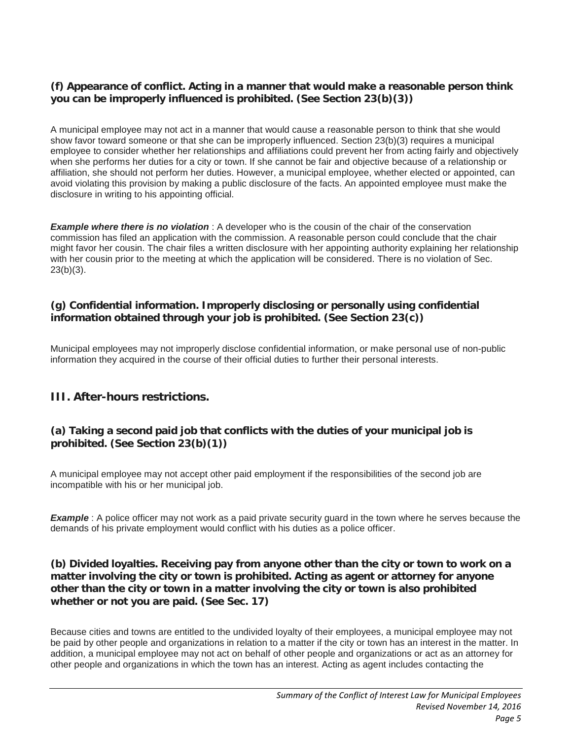**(f) Appearance of conflict. Acting in a manner that would make a reasonable person think you can be improperly influenced is prohibited. (See Section 23(b)(3))**

A municipal employee may not act in a manner that would cause a reasonable person to think that she would show favor toward someone or that she can be improperly influenced. Section 23(b)(3) requires a municipal employee to consider whether her relationships and affiliations could prevent her from acting fairly and objectively when she performs her duties for a city or town. If she cannot be fair and objective because of a relationship or affiliation, she should not perform her duties. However, a municipal employee, whether elected or appointed, can avoid violating this provision by making a public disclosure of the facts. An appointed employee must make the disclosure in writing to his appointing official.

***Example where there is no violation*** : A developer who is the cousin of the chair of the conservation commission has filed an application with the commission. A reasonable person could conclude that the chair might favor her cousin. The chair files a written disclosure with her appointing authority explaining her relationship with her cousin prior to the meeting at which the application will be considered. There is no violation of Sec. 23(b)(3).

**(g) Confidential information. Improperly disclosing or personally using confidential information obtained through your job is prohibited. (See Section 23(c))**

Municipal employees may not improperly disclose confidential information, or make personal use of non-public information they acquired in the course of their official duties to further their personal interests.

## III. After-hours restrictions.

**(a) Taking a second paid job that conflicts with the duties of your municipal job is prohibited. (See Section 23(b)(1))**

A municipal employee may not accept other paid employment if the responsibilities of the second job are incompatible with his or her municipal job.

***Example*** : A police officer may not work as a paid private security guard in the town where he serves because the demands of his private employment would conflict with his duties as a police officer.

**(b) Divided loyalties. Receiving pay from anyone other than the city or town to work on a matter involving the city or town is prohibited. Acting as agent or attorney for anyone other than the city or town in a matter involving the city or town is also prohibited whether or not you are paid. (See Sec. 17)**

Because cities and towns are entitled to the undivided loyalty of their employees, a municipal employee may not be paid by other people and organizations in relation to a matter if the city or town has an interest in the matter. In addition, a municipal employee may not act on behalf of other people and organizations or act as an attorney for other people and organizations in which the town has an interest. Acting as agent includes contacting the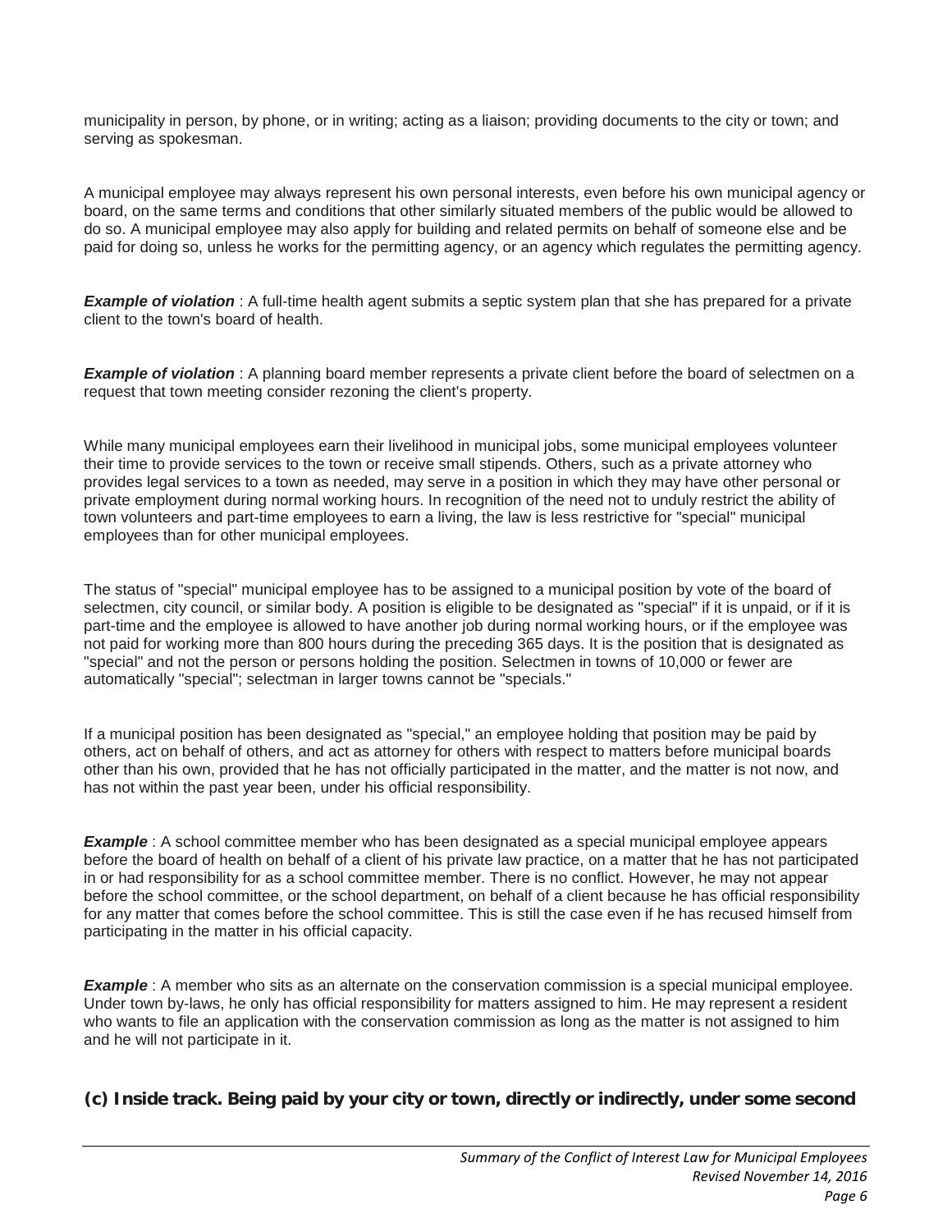municipality in person, by phone, or in writing; acting as a liaison; providing documents to the city or town; and serving as spokesman.

A municipal employee may always represent his own personal interests, even before his own municipal agency or board, on the same terms and conditions that other similarly situated members of the public would be allowed to do so. A municipal employee may also apply for building and related permits on behalf of someone else and be paid for doing so, unless he works for the permitting agency, or an agency which regulates the permitting agency.

***Example of violation*** : A full-time health agent submits a septic system plan that she has prepared for a private client to the town's board of health.

***Example of violation*** : A planning board member represents a private client before the board of selectmen on a request that town meeting consider rezoning the client's property.

While many municipal employees earn their livelihood in municipal jobs, some municipal employees volunteer their time to provide services to the town or receive small stipends. Others, such as a private attorney who provides legal services to a town as needed, may serve in a position in which they may have other personal or private employment during normal working hours. In recognition of the need not to unduly restrict the ability of town volunteers and part-time employees to earn a living, the law is less restrictive for "special" municipal employees than for other municipal employees.

The status of "special" municipal employee has to be assigned to a municipal position by vote of the board of selectmen, city council, or similar body. A position is eligible to be designated as "special" if it is unpaid, or if it is part-time and the employee is allowed to have another job during normal working hours, or if the employee was not paid for working more than 800 hours during the preceding 365 days. It is the position that is designated as "special" and not the person or persons holding the position. Selectmen in towns of 10,000 or fewer are automatically "special"; selectman in larger towns cannot be "specials."

If a municipal position has been designated as "special," an employee holding that position may be paid by others, act on behalf of others, and act as attorney for others with respect to matters before municipal boards other than his own, provided that he has not officially participated in the matter, and the matter is not now, and has not within the past year been, under his official responsibility.

***Example*** : A school committee member who has been designated as a special municipal employee appears before the board of health on behalf of a client of his private law practice, on a matter that he has not participated in or had responsibility for as a school committee member. There is no conflict. However, he may not appear before the school committee, or the school department, on behalf of a client because he has official responsibility for any matter that comes before the school committee. This is still the case even if he has recused himself from participating in the matter in his official capacity.

***Example*** : A member who sits as an alternate on the conservation commission is a special municipal employee. Under town by-laws, he only has official responsibility for matters assigned to him. He may represent a resident who wants to file an application with the conservation commission as long as the matter is not assigned to him and he will not participate in it.

**(c) Inside track. Being paid by your city or town, directly or indirectly, under some second**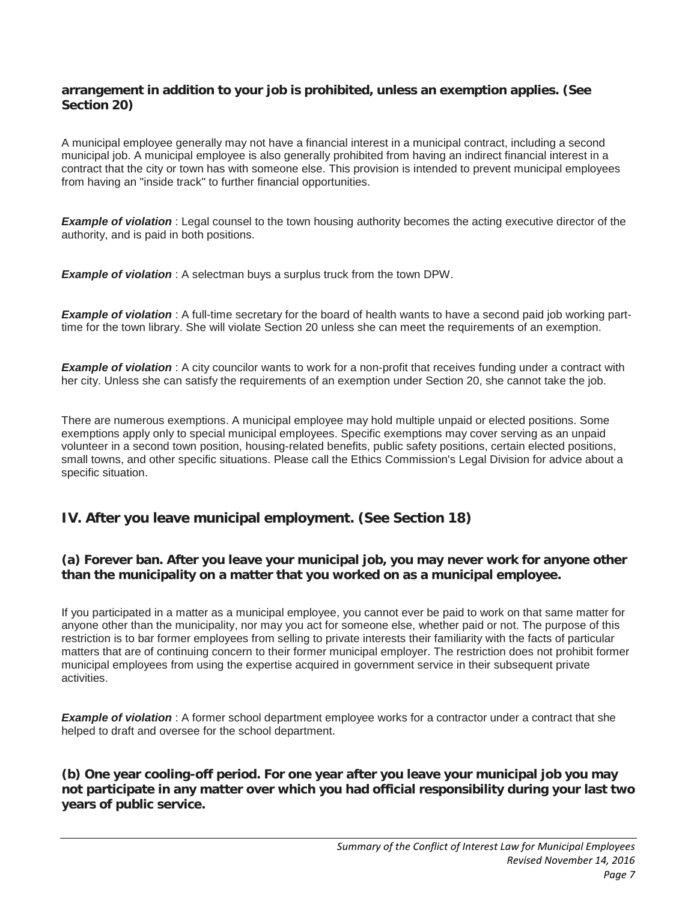### arrangement in addition to your job is prohibited, unless an exemption applies. (See Section 20)

A municipal employee generally may not have a financial interest in a municipal contract, including a second municipal job. A municipal employee is also generally prohibited from having an indirect financial interest in a contract that the city or town has with someone else. This provision is intended to prevent municipal employees from having an "inside track" to further financial opportunities.

***Example of violation*** : Legal counsel to the town housing authority becomes the acting executive director of the authority, and is paid in both positions.

***Example of violation*** : A selectman buys a surplus truck from the town DPW.

***Example of violation*** : A full-time secretary for the board of health wants to have a second paid job working part-time for the town library. She will violate Section 20 unless she can meet the requirements of an exemption.

***Example of violation*** : A city councilor wants to work for a non-profit that receives funding under a contract with her city. Unless she can satisfy the requirements of an exemption under Section 20, she cannot take the job.

There are numerous exemptions. A municipal employee may hold multiple unpaid or elected positions. Some exemptions apply only to special municipal employees. Specific exemptions may cover serving as an unpaid volunteer in a second town position, housing-related benefits, public safety positions, certain elected positions, small towns, and other specific situations. Please call the Ethics Commission's Legal Division for advice about a specific situation.

## IV. After you leave municipal employment. (See Section 18)

### (a) Forever ban. After you leave your municipal job, you may never work for anyone other than the municipality on a matter that you worked on as a municipal employee.

If you participated in a matter as a municipal employee, you cannot ever be paid to work on that same matter for anyone other than the municipality, nor may you act for someone else, whether paid or not. The purpose of this restriction is to bar former employees from selling to private interests their familiarity with the facts of particular matters that are of continuing concern to their former municipal employer. The restriction does not prohibit former municipal employees from using the expertise acquired in government service in their subsequent private activities.

***Example of violation*** : A former school department employee works for a contractor under a contract that she helped to draft and oversee for the school department.

### (b) One year cooling-off period. For one year after you leave your municipal job you may not participate in any matter over which you had official responsibility during your last two years of public service.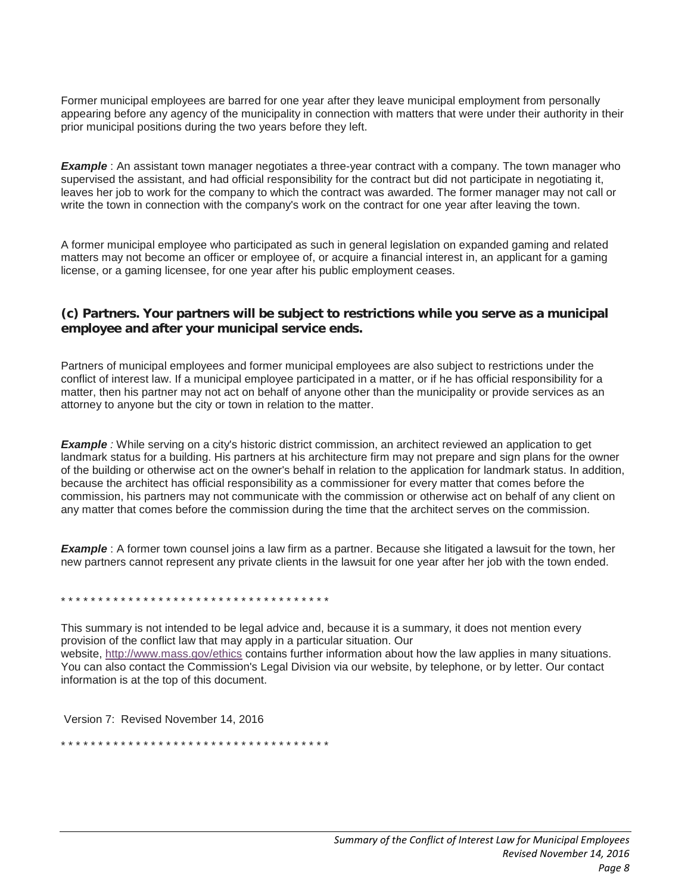Former municipal employees are barred for one year after they leave municipal employment from personally appearing before any agency of the municipality in connection with matters that were under their authority in their prior municipal positions during the two years before they left.

***Example*** : An assistant town manager negotiates a three-year contract with a company. The town manager who supervised the assistant, and had official responsibility for the contract but did not participate in negotiating it, leaves her job to work for the company to which the contract was awarded. The former manager may not call or write the town in connection with the company's work on the contract for one year after leaving the town.

A former municipal employee who participated as such in general legislation on expanded gaming and related matters may not become an officer or employee of, or acquire a financial interest in, an applicant for a gaming license, or a gaming licensee, for one year after his public employment ceases.

### (c) Partners. Your partners will be subject to restrictions while you serve as a municipal employee and after your municipal service ends.

Partners of municipal employees and former municipal employees are also subject to restrictions under the conflict of interest law. If a municipal employee participated in a matter, or if he has official responsibility for a matter, then his partner may not act on behalf of anyone other than the municipality or provide services as an attorney to anyone but the city or town in relation to the matter.

***Example** :* While serving on a city's historic district commission, an architect reviewed an application to get landmark status for a building. His partners at his architecture firm may not prepare and sign plans for the owner of the building or otherwise act on the owner's behalf in relation to the application for landmark status. In addition, because the architect has official responsibility as a commissioner for every matter that comes before the commission, his partners may not communicate with the commission or otherwise act on behalf of any client on any matter that comes before the commission during the time that the architect serves on the commission.

***Example*** : A former town counsel joins a law firm as a partner. Because she litigated a lawsuit for the town, her new partners cannot represent any private clients in the lawsuit for one year after her job with the town ended.

* * * * * * * * * * * * * * * * * * * * * * * * * * * * * * * * * * * * *

This summary is not intended to be legal advice and, because it is a summary, it does not mention every provision of the conflict law that may apply in a particular situation. Our website, http://www.mass.gov/ethics contains further information about how the law applies in many situations. You can also contact the Commission's Legal Division via our website, by telephone, or by letter. Our contact information is at the top of this document.

Version 7: Revised November 14, 2016

* * * * * * * * * * * * * * * * * * * * * * * * * * * * * * * * * * * * *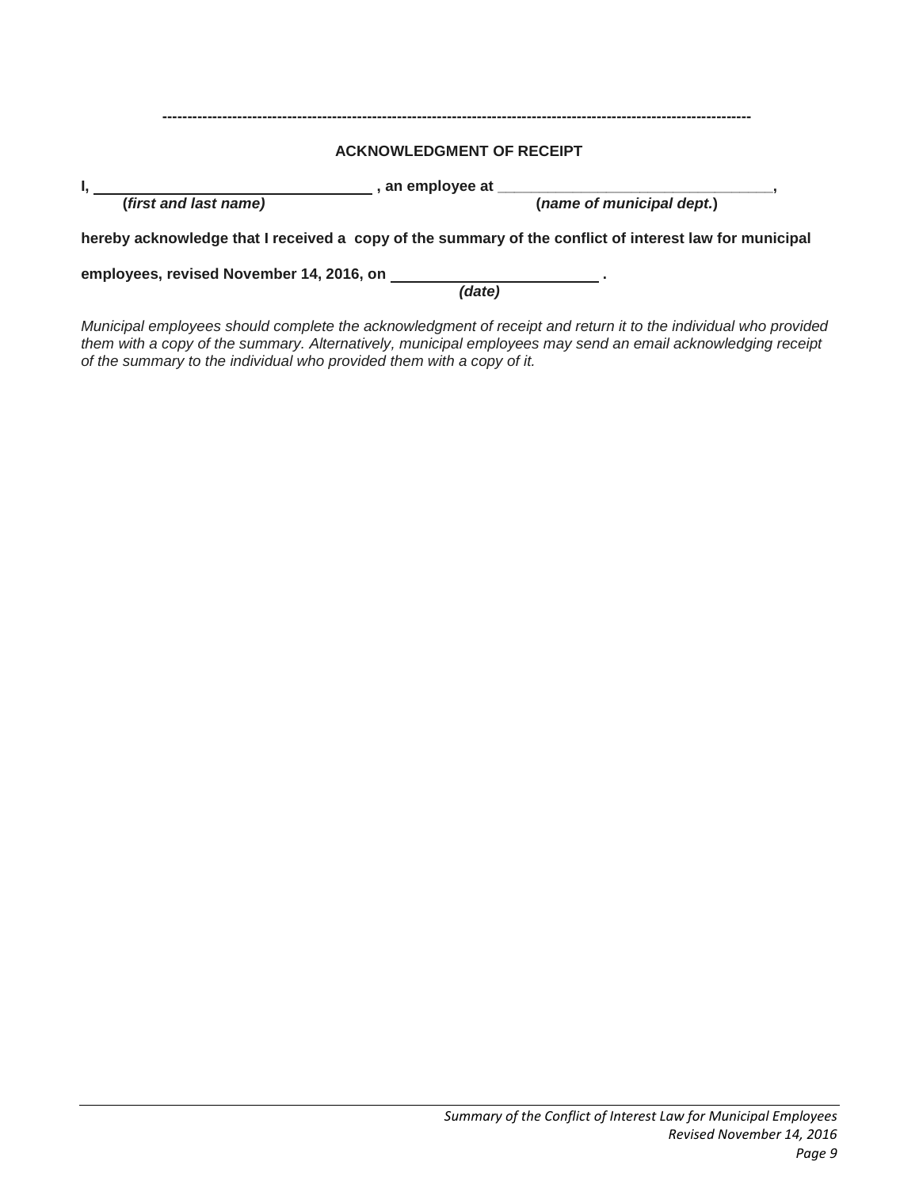---

**ACKNOWLEDGMENT OF RECEIPT**

**I, ________________________________ , an employee at ________________________________,**
**(*first and last name*)** **(*name of municipal dept.*)**

**hereby acknowledge that I received a copy of the summary of the conflict of interest law for municipal employees, revised November 14, 2016, on ________________________ .**
***(date)***

*Municipal employees should complete the acknowledgment of receipt and return it to the individual who provided them with a copy of the summary. Alternatively, municipal employees may send an email acknowledging receipt of the summary to the individual who provided them with a copy of it.*